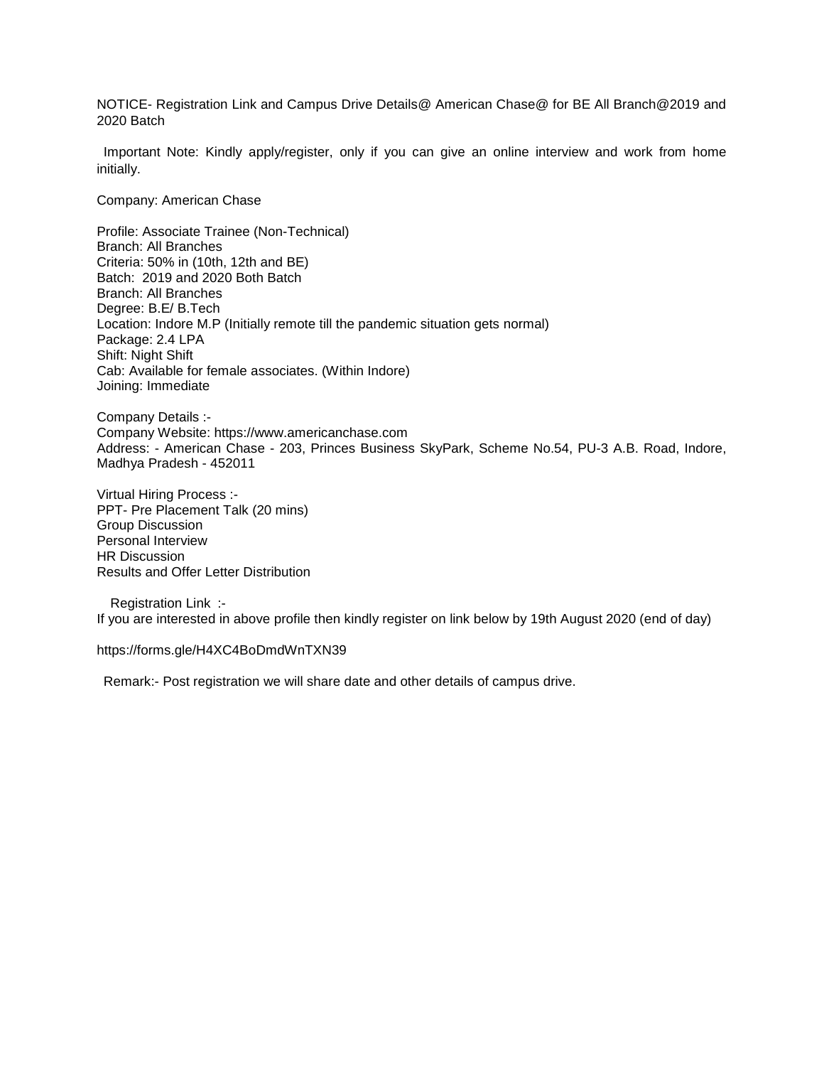NOTICE- Registration Link and Campus Drive Details@ American Chase@ for BE All Branch@2019 and 2020 Batch

Important Note: Kindly apply/register, only if you can give an online interview and work from home initially.

Company: American Chase

Profile: Associate Trainee (Non-Technical)
Branch: All Branches
Criteria: 50% in (10th, 12th and BE)
Batch: 2019 and 2020 Both Batch
Branch: All Branches
Degree: B.E/ B.Tech
Location: Indore M.P (Initially remote till the pandemic situation gets normal)
Package: 2.4 LPA
Shift: Night Shift
Cab: Available for female associates. (Within Indore)
Joining: Immediate

Company Details :-
Company Website: https://www.americanchase.com
Address: - American Chase - 203, Princes Business SkyPark, Scheme No.54, PU-3 A.B. Road, Indore, Madhya Pradesh - 452011

Virtual Hiring Process :-
PPT- Pre Placement Talk (20 mins)
Group Discussion
Personal Interview
HR Discussion
Results and Offer Letter Distribution

Registration Link :-
If you are interested in above profile then kindly register on link below by 19th August 2020 (end of day)

https://forms.gle/H4XC4BoDmdWnTXN39

Remark:- Post registration we will share date and other details of campus drive.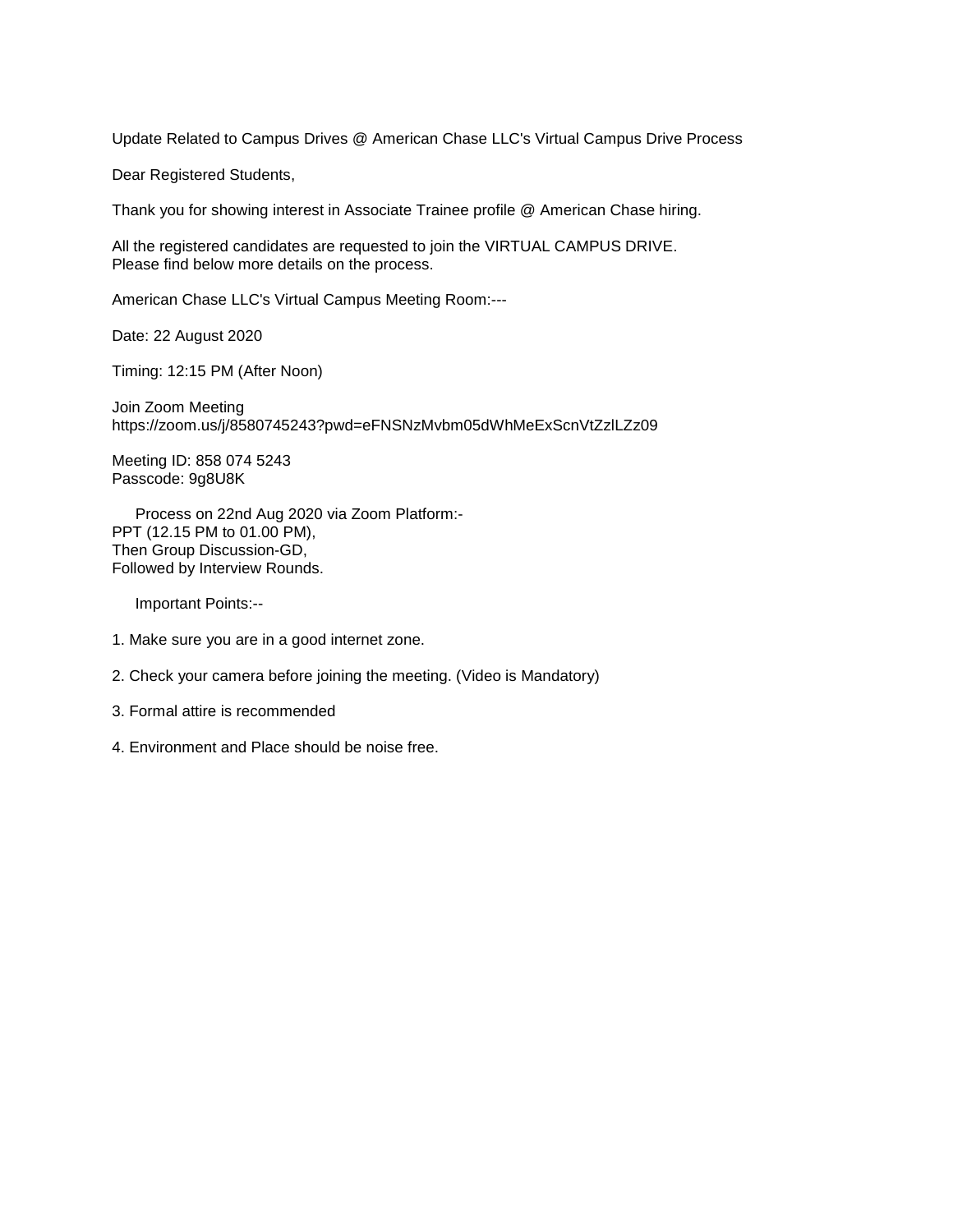Update Related to Campus Drives @ American Chase LLC's Virtual Campus Drive Process

Dear Registered Students,

Thank you for showing interest in Associate Trainee profile @ American Chase hiring.

All the registered candidates are requested to join the VIRTUAL CAMPUS DRIVE.
Please find below more details on the process.

American Chase LLC's Virtual Campus Meeting Room:---

Date: 22 August 2020

Timing: 12:15 PM (After Noon)

Join Zoom Meeting
https://zoom.us/j/8580745243?pwd=eFNSNzMvbm05dWhMeExScnVtZzlLZz09

Meeting ID: 858 074 5243
Passcode: 9g8U8K

Process on 22nd Aug 2020 via Zoom Platform:-
PPT (12.15 PM to 01.00 PM),
Then Group Discussion-GD,
Followed by Interview Rounds.

Important Points:--

1. Make sure you are in a good internet zone.

2. Check your camera before joining the meeting. (Video is Mandatory)

3. Formal attire is recommended

4. Environment and Place should be noise free.